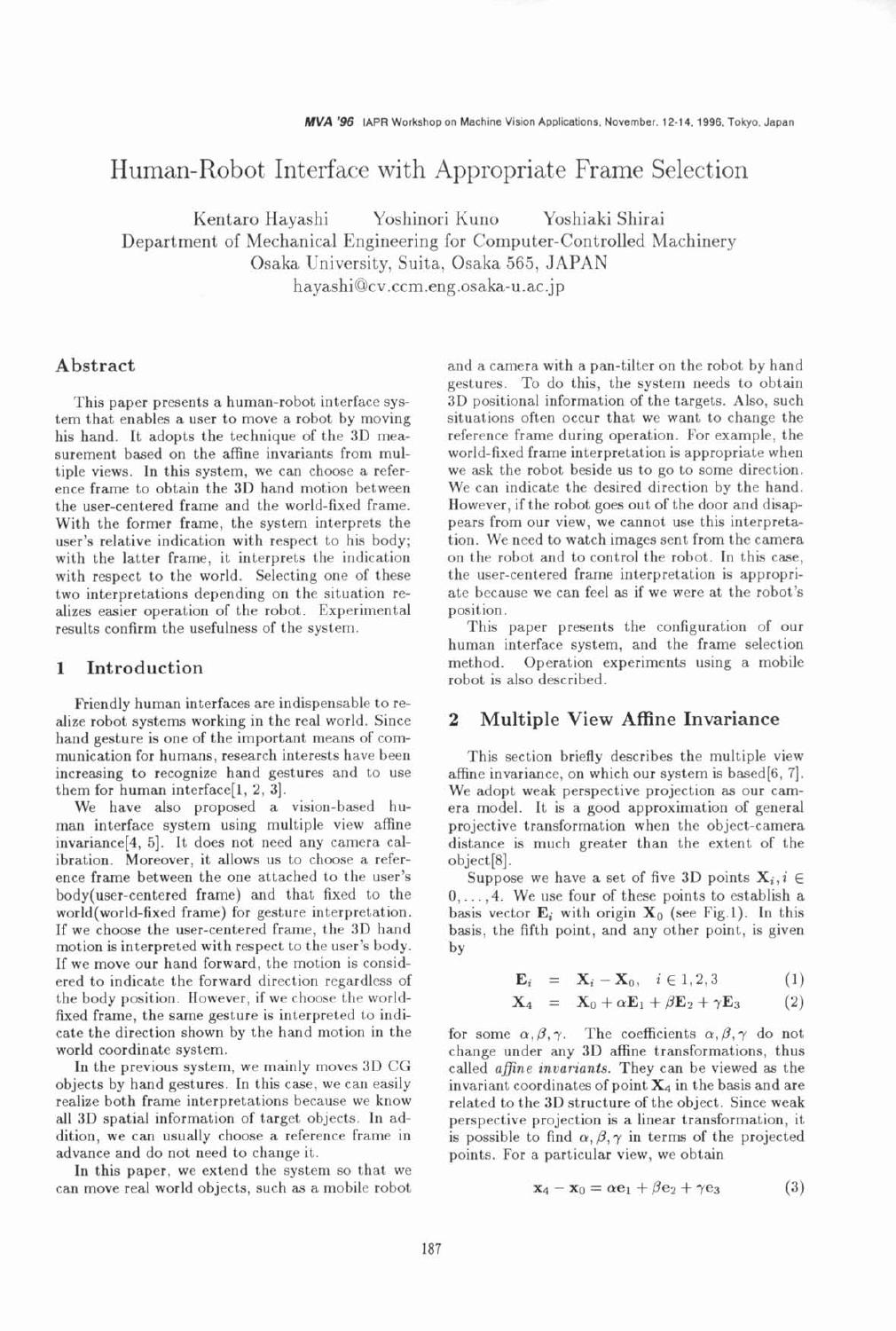# Human-Robot Interface with Appropriate Frame Selection

Kentaro Hayashi    Yoshinori Kuno    Yoshiaki Shirai
Department of Mechanical Engineering for Computer-Controlled Machinery
Osaka University, Suita, Osaka 565, JAPAN
hayashi@cv.ccm.eng.osaka-u.ac.jp

## Abstract

This paper presents a human-robot interface system that enables a user to move a robot by moving his hand. It adopts the technique of the 3D measurement based on the affine invariants from multiple views. In this system, we can choose a reference frame to obtain the 3D hand motion between the user-centered frame and the world-fixed frame. With the former frame, the system interprets the user's relative indication with respect to his body; with the latter frame, it interprets the indication with respect to the world. Selecting one of these two interpretations depending on the situation realizes easier operation of the robot. Experimental results confirm the usefulness of the system.

## 1 Introduction

Friendly human interfaces are indispensable to realize robot systems working in the real world. Since hand gesture is one of the important means of communication for humans, research interests have been increasing to recognize hand gestures and to use them for human interface[1, 2, 3].

We have also proposed a vision-based human interface system using multiple view affine invariance[4, 5]. It does not need any camera calibration. Moreover, it allows us to choose a reference frame between the one attached to the user's body(user-centered frame) and that fixed to the world(world-fixed frame) for gesture interpretation. If we choose the user-centered frame, the 3D hand motion is interpreted with respect to the user's body. If we move our hand forward, the motion is considered to indicate the forward direction regardless of the body position. However, if we choose the world-fixed frame, the same gesture is interpreted to indicate the direction shown by the hand motion in the world coordinate system.

In the previous system, we mainly moves 3D CG objects by hand gestures. In this case, we can easily realize both frame interpretations because we know all 3D spatial information of target objects. In addition, we can usually choose a reference frame in advance and do not need to change it.

In this paper, we extend the system so that we can move real world objects, such as a mobile robot and a camera with a pan-tilter on the robot by hand gestures. To do this, the system needs to obtain 3D positional information of the targets. Also, such situations often occur that we want to change the reference frame during operation. For example, the world-fixed frame interpretation is appropriate when we ask the robot beside us to go to some direction. We can indicate the desired direction by the hand. However, if the robot goes out of the door and disappears from our view, we cannot use this interpretation. We need to watch images sent from the camera on the robot and to control the robot. In this case, the user-centered frame interpretation is appropriate because we can feel as if we were at the robot's position.

This paper presents the configuration of our human interface system, and the frame selection method. Operation experiments using a mobile robot is also described.

## 2 Multiple View Affine Invariance

This section briefly describes the multiple view affine invariance, on which our system is based[6, 7]. We adopt weak perspective projection as our camera model. It is a good approximation of general projective transformation when the object-camera distance is much greater than the extent of the object[8].

Suppose we have a set of five 3D points $\mathbf{X}_i, i \in 0, \ldots, 4$. We use four of these points to establish a basis vector $\mathbf{E}_i$ with origin $\mathbf{X}_0$ (see Fig.1). In this basis, the fifth point, and any other point, is given by

$$\mathbf{E}_i = \mathbf{X}_i - \mathbf{X}_0, \quad i \in 1, 2, 3 \tag{1}$$

$$\mathbf{X}_4 = \mathbf{X}_0 + \alpha\mathbf{E}_1 + \beta\mathbf{E}_2 + \gamma\mathbf{E}_3 \tag{2}$$

for some $\alpha, \beta, \gamma$. The coefficients $\alpha, \beta, \gamma$ do not change under any 3D affine transformations, thus called *affine invariants*. They can be viewed as the invariant coordinates of point $\mathbf{X}_4$ in the basis and are related to the 3D structure of the object. Since weak perspective projection is a linear transformation, it is possible to find $\alpha, \beta, \gamma$ in terms of the projected points. For a particular view, we obtain

$$\mathbf{x}_4 - \mathbf{x}_0 = \alpha\mathbf{e}_1 + \beta\mathbf{e}_2 + \gamma\mathbf{e}_3 \tag{3}$$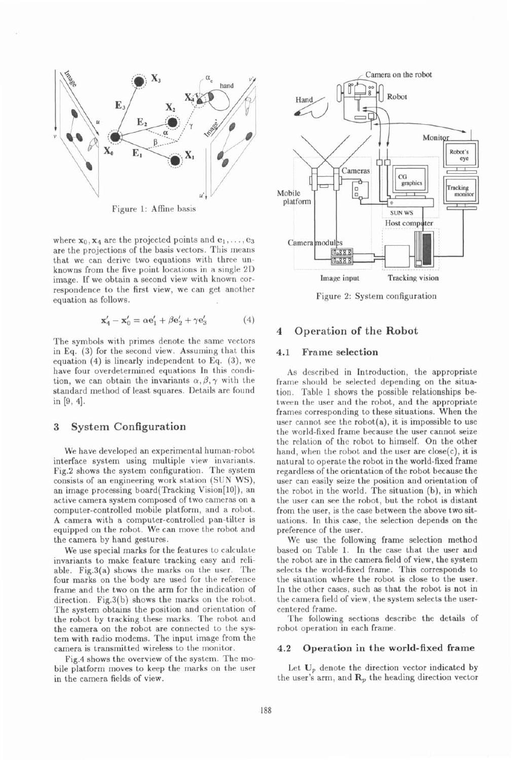Figure 1: Affine basis

where $\mathbf{x}_0, \mathbf{x}_4$ are the projected points and $\mathbf{e}_1, \ldots, \mathbf{e}_3$ are the projections of the basis vectors. This means that we can derive two equations with three unknowns from the five point locations in a single 2D image. If we obtain a second view with known correspondence to the first view, we can get another equation as follows.

$$\mathbf{x}'_4 - \mathbf{x}'_0 = \alpha \mathbf{e}'_1 + \beta \mathbf{e}'_2 + \gamma \mathbf{e}'_3 \tag{4}$$

The symbols with primes denote the same vectors in Eq. (3) for the second view. Assuming that this equation (4) is linearly independent to Eq. (3), we have four overdetermined equations In this condition, we can obtain the invariants $\alpha, \beta, \gamma$ with the standard method of least squares. Details are found in [9, 4].

## 3 System Configuration

We have developed an experimental human-robot interface system using multiple view invariants. Fig.2 shows the system configuration. The system consists of an engineering work station (SUN WS), an image processing board(Tracking Vision[10]), an active camera system composed of two cameras on a computer-controlled mobile platform, and a robot. A camera with a computer-controlled pan-tilter is equipped on the robot. We can move the robot and the camera by hand gestures.

We use special marks for the features to calculate invariants to make feature tracking easy and reliable. Fig.3(a) shows the marks on the user. The four marks on the body are used for the reference frame and the two on the arm for the indication of direction. Fig.3(b) shows the marks on the robot. The system obtains the position and orientation of the robot by tracking these marks. The robot and the camera on the robot are connected to the system with radio modems. The input image from the camera is transmitted wireless to the monitor.

Fig.4 shows the overview of the system. The mobile platform moves to keep the marks on the user in the camera fields of view.

Figure 2: System configuration

## 4 Operation of the Robot

### 4.1 Frame selection

As described in Introduction, the appropriate frame should be selected depending on the situation. Table 1 shows the possible relationships between the user and the robot, and the appropriate frames corresponding to these situations. When the user cannot see the robot(a), it is impossible to use the world-fixed frame because the user cannot seize the relation of the robot to himself. On the other hand, when the robot and the user are close(c), it is natural to operate the robot in the world-fixed frame regardless of the orientation of the robot because the user can easily seize the position and orientation of the robot in the world. The situation (b), in which the user can see the robot, but the robot is distant from the user, is the case between the above two situations. In this case, the selection depends on the preference of the user.

We use the following frame selection method based on Table 1. In the case that the user and the robot are in the camera field of view, the system selects the world-fixed frame. This corresponds to the situation where the robot is close to the user. In the other cases, such as that the robot is not in the camera field of view, the system selects the user-centered frame.

The following sections describe the details of robot operation in each frame.

### 4.2 Operation in the world-fixed frame

Let $\mathbf{U}_p$ denote the direction vector indicated by the user's arm, and $\mathbf{R}_p$ the heading direction vector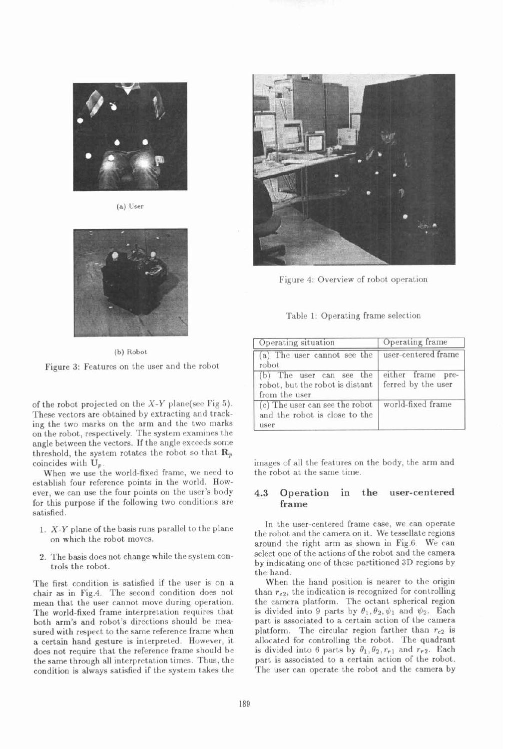(a) User

(b) Robot

Figure 3: Features on the user and the robot

of the robot projected on the $X$-$Y$ plane(see Fig 5). These vectors are obtained by extracting and tracking the two marks on the arm and the two marks on the robot, respectively. The system examines the angle between the vectors. If the angle exceeds some threshold, the system rotates the robot so that $\mathbf{R}_p$ coincides with $\mathbf{U}_p$.

When we use the world-fixed frame, we need to establish four reference points in the world. However, we can use the four points on the user's body for this purpose if the following two conditions are satisfied.

1. $X$-$Y$ plane of the basis runs parallel to the plane on which the robot moves.
2. The basis does not change while the system controls the robot.

The first condition is satisfied if the user is on a chair as in Fig.4. The second condition does not mean that the user cannot move during operation. The world-fixed frame interpretation requires that both arm's and robot's directions should be measured with respect to the same reference frame when a certain hand gesture is interpreted. However, it does not require that the reference frame should be the same through all interpretation times. Thus, the condition is always satisfied if the system takes the images of all the features on the body, the arm and the robot at the same time.

Figure 4: Overview of robot operation

Table 1: Operating frame selection

| Operating situation | Operating frame |
|---|---|
| (a) The user cannot see the robot | user-centered frame |
| (b) The user can see the robot, but the robot is distant from the user | either frame preferred by the user |
| (c) The user can see the robot and the robot is close to the user | world-fixed frame |

### 4.3 Operation in the user-centered frame

In the user-centered frame case, we can operate the robot and the camera on it. We tessellate regions around the right arm as shown in Fig.6. We can select one of the actions of the robot and the camera by indicating one of these partitioned 3D regions by the hand.

When the hand position is nearer to the origin than $r_{c2}$, the indication is recognized for controlling the camera platform. The octant spherical region is divided into 9 parts by $\theta_1, \theta_2, \psi_1$ and $\psi_2$. Each part is associated to a certain action of the camera platform. The circular region farther than $r_{c2}$ is allocated for controlling the robot. The quadrant is divided into 6 parts by $\theta_1, \theta_2, r_{r1}$ and $r_{r2}$. Each part is associated to a certain action of the robot. The user can operate the robot and the camera by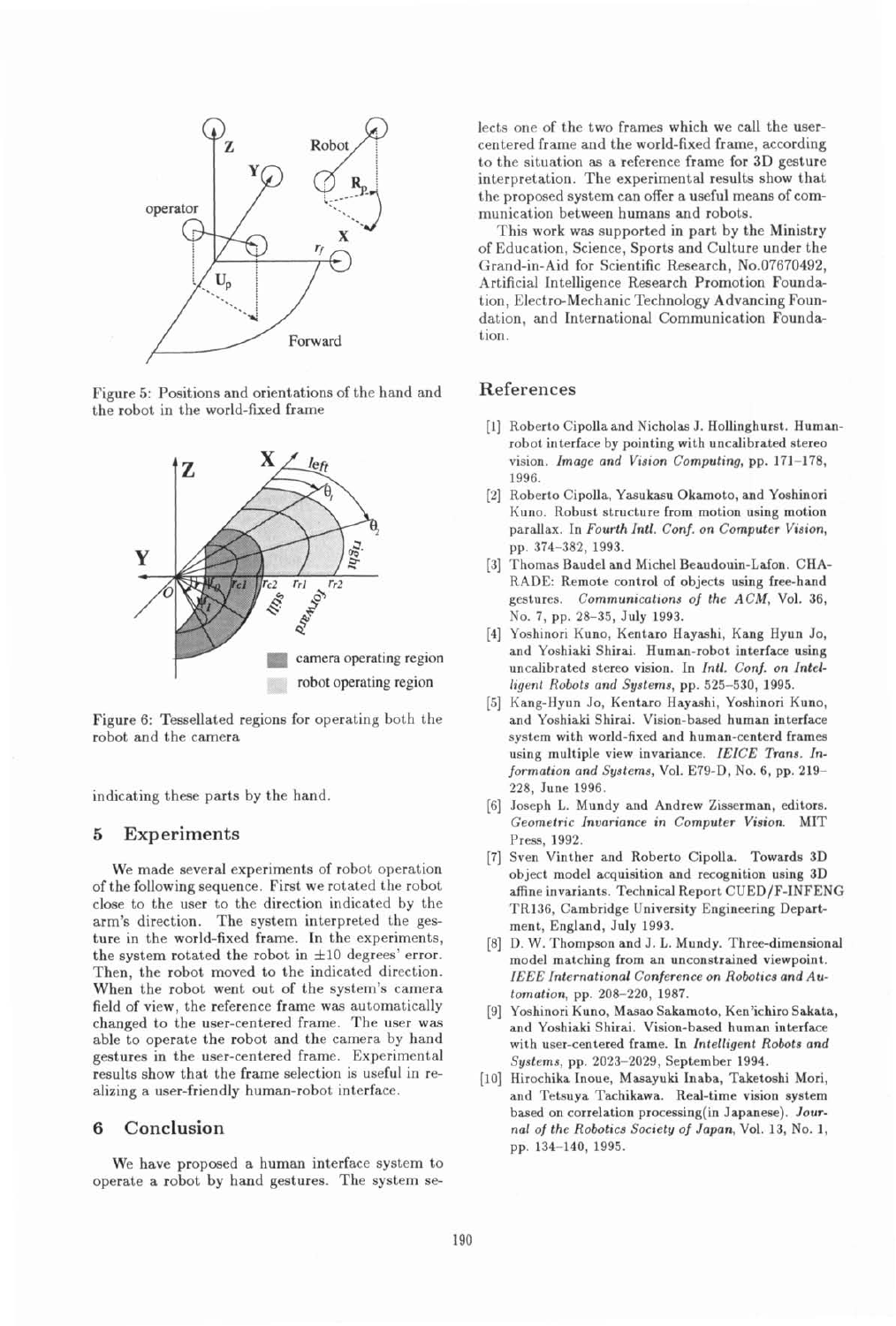Z

Robot

Y

$R_p$

operator

X

$r_f$

$U_p$

Forward

Figure 5: Positions and orientations of the hand and the robot in the world-fixed frame

Z

X

left

$\theta_1$

$\theta_2$

right

Y

O

$\psi_0$

$r_{c1}$

$r_{c2}$

$r_{r1}$

$r_{r2}$

$\psi_1$

still

forward

camera operating region

robot operating region

Figure 6: Tessellated regions for operating both the robot and the camera

indicating these parts by the hand.

## 5 Experiments

We made several experiments of robot operation of the following sequence. First we rotated the robot close to the user to the direction indicated by the arm's direction. The system interpreted the gesture in the world-fixed frame. In the experiments, the system rotated the robot in ±10 degrees' error. Then, the robot moved to the indicated direction. When the robot went out of the system's camera field of view, the reference frame was automatically changed to the user-centered frame. The user was able to operate the robot and the camera by hand gestures in the user-centered frame. Experimental results show that the frame selection is useful in realizing a user-friendly human-robot interface.

## 6 Conclusion

We have proposed a human interface system to operate a robot by hand gestures. The system selects one of the two frames which we call the user-centered frame and the world-fixed frame, according to the situation as a reference frame for 3D gesture interpretation. The experimental results show that the proposed system can offer a useful means of communication between humans and robots.

This work was supported in part by the Ministry of Education, Science, Sports and Culture under the Grand-in-Aid for Scientific Research, No.07670492, Artificial Intelligence Research Promotion Foundation, Electro-Mechanic Technology Advancing Foundation, and International Communication Foundation.

## References

[1] Roberto Cipolla and Nicholas J. Hollinghurst. Human-robot interface by pointing with uncalibrated stereo vision. *Image and Vision Computing*, pp. 171–178, 1996.

[2] Roberto Cipolla, Yasukasu Okamoto, and Yoshinori Kuno. Robust structure from motion using motion parallax. In *Fourth Intl. Conf. on Computer Vision*, pp. 374–382, 1993.

[3] Thomas Baudel and Michel Beaudouin-Lafon. CHARADE: Remote control of objects using free-hand gestures. *Communications of the ACM*, Vol. 36, No. 7, pp. 28–35, July 1993.

[4] Yoshinori Kuno, Kentaro Hayashi, Kang Hyun Jo, and Yoshiaki Shirai. Human-robot interface using uncalibrated stereo vision. In *Intl. Conf. on Intelligent Robots and Systems*, pp. 525–530, 1995.

[5] Kang-Hyun Jo, Kentaro Hayashi, Yoshinori Kuno, and Yoshiaki Shirai. Vision-based human interface system with world-fixed and human-centerd frames using multiple view invariance. *IEICE Trans. Information and Systems*, Vol. E79-D, No. 6, pp. 219–228, June 1996.

[6] Joseph L. Mundy and Andrew Zisserman, editors. *Geometric Invariance in Computer Vision*. MIT Press, 1992.

[7] Sven Vinther and Roberto Cipolla. Towards 3D object model acquisition and recognition using 3D affine invariants. Technical Report CUED/F-INFENG TR136, Cambridge University Engineering Department, England, July 1993.

[8] D. W. Thompson and J. L. Mundy. Three-dimensional model matching from an unconstrained viewpoint. *IEEE International Conference on Robotics and Automation*, pp. 208–220, 1987.

[9] Yoshinori Kuno, Masao Sakamoto, Ken'ichiro Sakata, and Yoshiaki Shirai. Vision-based human interface with user-centered frame. In *Intelligent Robots and Systems*, pp. 2023–2029, September 1994.

[10] Hirochika Inoue, Masayuki Inaba, Taketoshi Mori, and Tetsuya Tachikawa. Real-time vision system based on correlation processing(in Japanese). *Journal of the Robotics Society of Japan*, Vol. 13, No. 1, pp. 134–140, 1995.